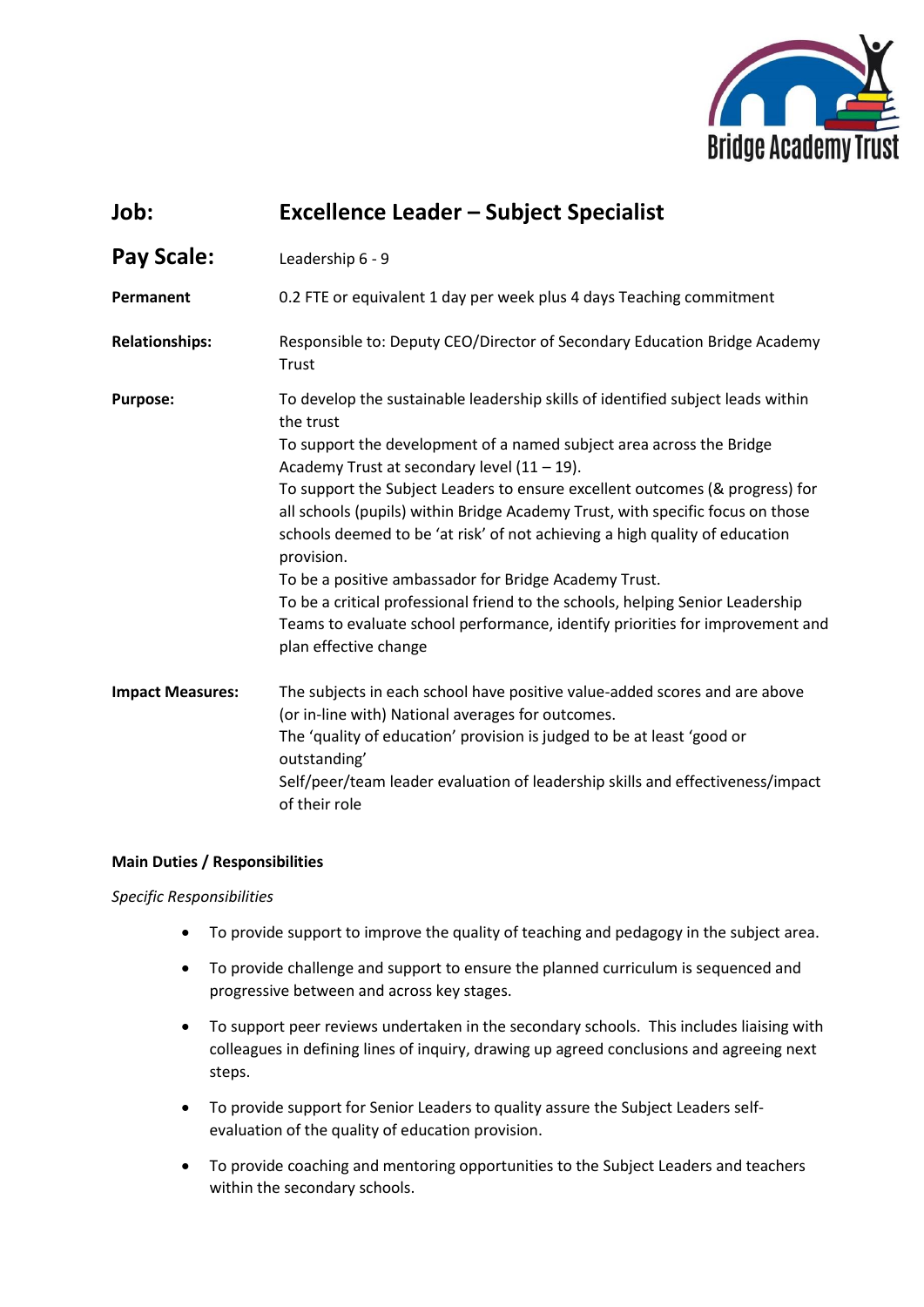| | |
|---|---|
| **Job:** | **Excellence Leader – Subject Specialist** |
| **Pay Scale:** | Leadership 6 - 9 |
| **Permanent** | 0.2 FTE or equivalent 1 day per week plus 4 days Teaching commitment |
| **Relationships:** | Responsible to: Deputy CEO/Director of Secondary Education Bridge Academy Trust |
| **Purpose:** | To develop the sustainable leadership skills of identified subject leads within the trust<br>To support the development of a named subject area across the Bridge Academy Trust at secondary level (11 – 19).<br>To support the Subject Leaders to ensure excellent outcomes (& progress) for all schools (pupils) within Bridge Academy Trust, with specific focus on those schools deemed to be 'at risk' of not achieving a high quality of education provision.<br>To be a positive ambassador for Bridge Academy Trust.<br>To be a critical professional friend to the schools, helping Senior Leadership Teams to evaluate school performance, identify priorities for improvement and plan effective change |
| **Impact Measures:** | The subjects in each school have positive value-added scores and are above (or in-line with) National averages for outcomes.<br>The 'quality of education' provision is judged to be at least 'good or outstanding'<br>Self/peer/team leader evaluation of leadership skills and effectiveness/impact of their role |

**Main Duties / Responsibilities**

*Specific Responsibilities*

- To provide support to improve the quality of teaching and pedagogy in the subject area.
- To provide challenge and support to ensure the planned curriculum is sequenced and progressive between and across key stages.
- To support peer reviews undertaken in the secondary schools. This includes liaising with colleagues in defining lines of inquiry, drawing up agreed conclusions and agreeing next steps.
- To provide support for Senior Leaders to quality assure the Subject Leaders self-evaluation of the quality of education provision.
- To provide coaching and mentoring opportunities to the Subject Leaders and teachers within the secondary schools.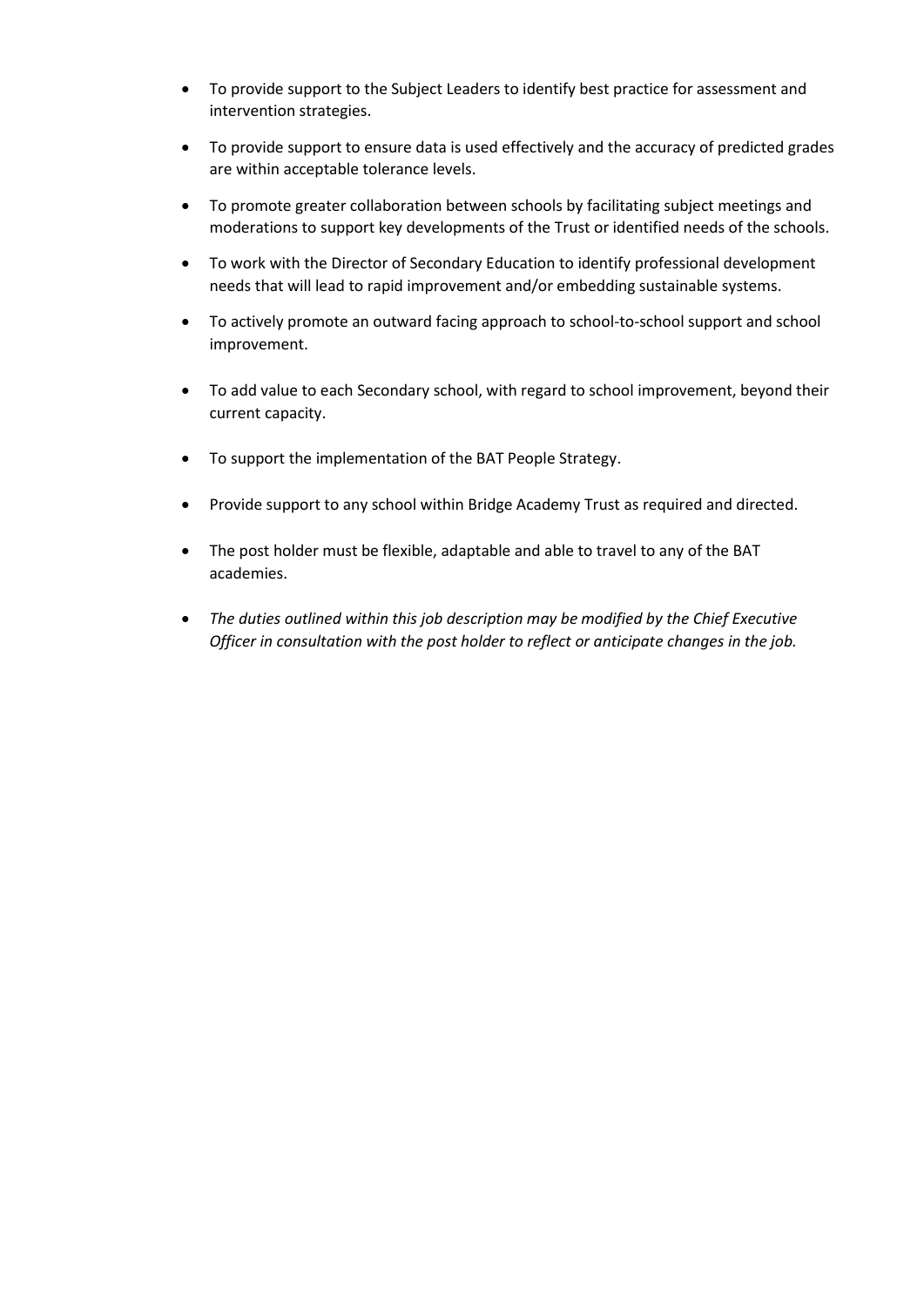- To provide support to the Subject Leaders to identify best practice for assessment and intervention strategies.
- To provide support to ensure data is used effectively and the accuracy of predicted grades are within acceptable tolerance levels.
- To promote greater collaboration between schools by facilitating subject meetings and moderations to support key developments of the Trust or identified needs of the schools.
- To work with the Director of Secondary Education to identify professional development needs that will lead to rapid improvement and/or embedding sustainable systems.
- To actively promote an outward facing approach to school-to-school support and school improvement.
- To add value to each Secondary school, with regard to school improvement, beyond their current capacity.
- To support the implementation of the BAT People Strategy.
- Provide support to any school within Bridge Academy Trust as required and directed.
- The post holder must be flexible, adaptable and able to travel to any of the BAT academies.
- *The duties outlined within this job description may be modified by the Chief Executive Officer in consultation with the post holder to reflect or anticipate changes in the job.*